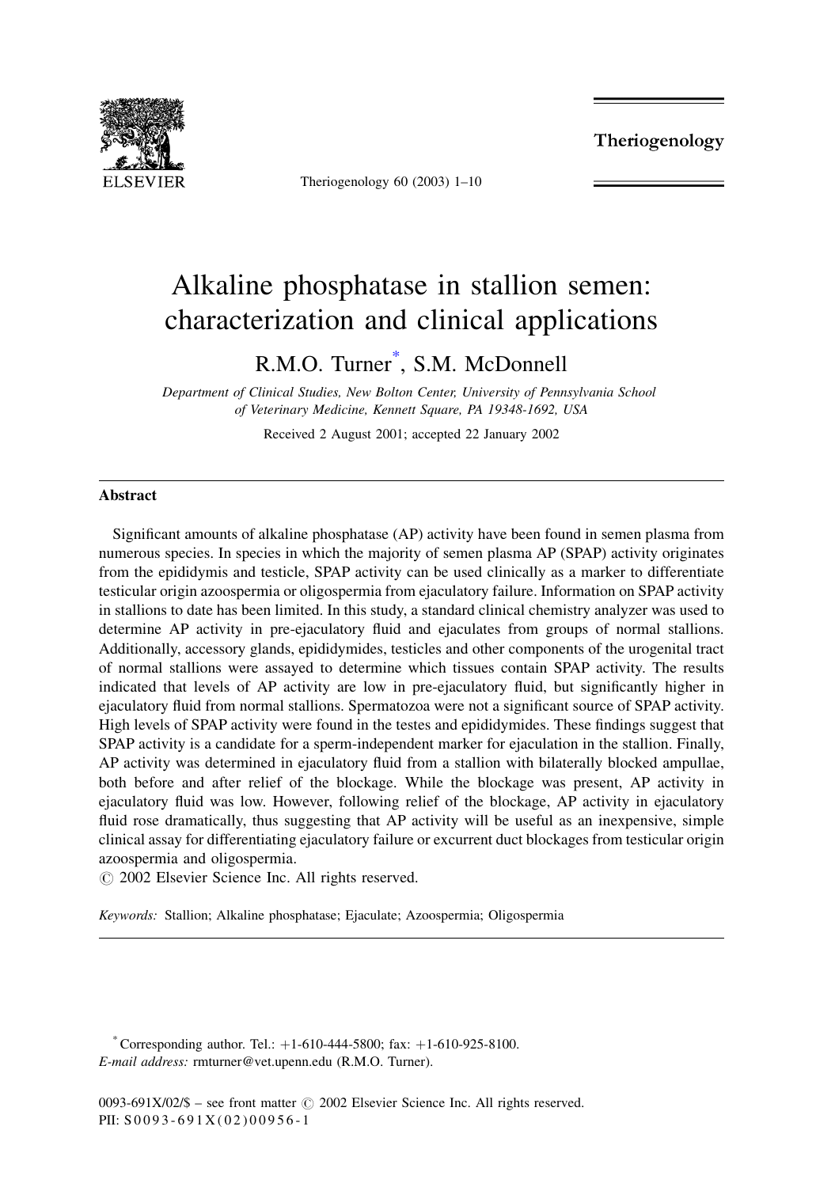# Alkaline phosphatase in stallion semen: characterization and clinical applications

R.M.O. Turner*, S.M. McDonnell

*Department of Clinical Studies, New Bolton Center, University of Pennsylvania School of Veterinary Medicine, Kennett Square, PA 19348-1692, USA*

Received 2 August 2001; accepted 22 January 2002

## Abstract

Significant amounts of alkaline phosphatase (AP) activity have been found in semen plasma from numerous species. In species in which the majority of semen plasma AP (SPAP) activity originates from the epididymis and testicle, SPAP activity can be used clinically as a marker to differentiate testicular origin azoospermia or oligospermia from ejaculatory failure. Information on SPAP activity in stallions to date has been limited. In this study, a standard clinical chemistry analyzer was used to determine AP activity in pre-ejaculatory fluid and ejaculates from groups of normal stallions. Additionally, accessory glands, epididymides, testicles and other components of the urogenital tract of normal stallions were assayed to determine which tissues contain SPAP activity. The results indicated that levels of AP activity are low in pre-ejaculatory fluid, but significantly higher in ejaculatory fluid from normal stallions. Spermatozoa were not a significant source of SPAP activity. High levels of SPAP activity were found in the testes and epididymides. These findings suggest that SPAP activity is a candidate for a sperm-independent marker for ejaculation in the stallion. Finally, AP activity was determined in ejaculatory fluid from a stallion with bilaterally blocked ampullae, both before and after relief of the blockage. While the blockage was present, AP activity in ejaculatory fluid was low. However, following relief of the blockage, AP activity in ejaculatory fluid rose dramatically, thus suggesting that AP activity will be useful as an inexpensive, simple clinical assay for differentiating ejaculatory failure or excurrent duct blockages from testicular origin azoospermia and oligospermia.

© 2002 Elsevier Science Inc. All rights reserved.

*Keywords:* Stallion; Alkaline phosphatase; Ejaculate; Azoospermia; Oligospermia

---

* Corresponding author. Tel.: +1-610-444-5800; fax: +1-610-925-8100.
*E-mail address:* rmturner@vet.upenn.edu (R.M.O. Turner).

0093-691X/02/$ – see front matter © 2002 Elsevier Science Inc. All rights reserved.
PII: S0093-691X(02)00956-1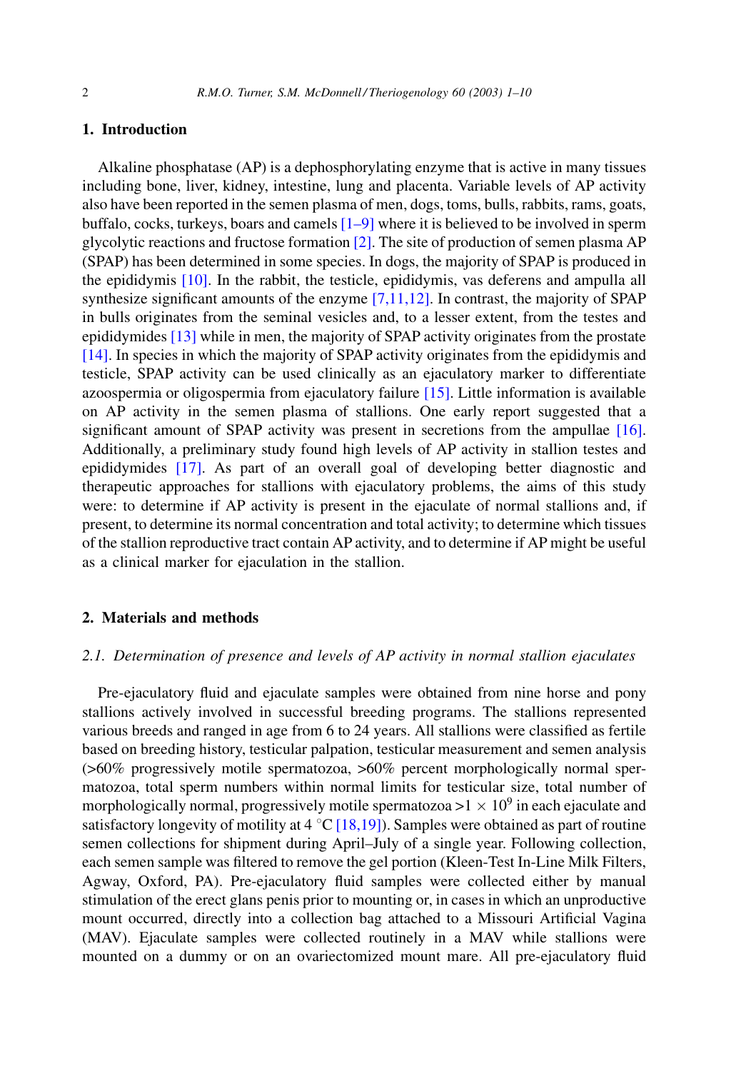## 1. Introduction

Alkaline phosphatase (AP) is a dephosphorylating enzyme that is active in many tissues including bone, liver, kidney, intestine, lung and placenta. Variable levels of AP activity also have been reported in the semen plasma of men, dogs, toms, bulls, rabbits, rams, goats, buffalo, cocks, turkeys, boars and camels [1–9] where it is believed to be involved in sperm glycolytic reactions and fructose formation [2]. The site of production of semen plasma AP (SPAP) has been determined in some species. In dogs, the majority of SPAP is produced in the epididymis [10]. In the rabbit, the testicle, epididymis, vas deferens and ampulla all synthesize significant amounts of the enzyme [7,11,12]. In contrast, the majority of SPAP in bulls originates from the seminal vesicles and, to a lesser extent, from the testes and epididymides [13] while in men, the majority of SPAP activity originates from the prostate [14]. In species in which the majority of SPAP activity originates from the epididymis and testicle, SPAP activity can be used clinically as an ejaculatory marker to differentiate azoospermia or oligospermia from ejaculatory failure [15]. Little information is available on AP activity in the semen plasma of stallions. One early report suggested that a significant amount of SPAP activity was present in secretions from the ampullae [16]. Additionally, a preliminary study found high levels of AP activity in stallion testes and epididymides [17]. As part of an overall goal of developing better diagnostic and therapeutic approaches for stallions with ejaculatory problems, the aims of this study were: to determine if AP activity is present in the ejaculate of normal stallions and, if present, to determine its normal concentration and total activity; to determine which tissues of the stallion reproductive tract contain AP activity, and to determine if AP might be useful as a clinical marker for ejaculation in the stallion.

## 2. Materials and methods

### *2.1. Determination of presence and levels of AP activity in normal stallion ejaculates*

Pre-ejaculatory fluid and ejaculate samples were obtained from nine horse and pony stallions actively involved in successful breeding programs. The stallions represented various breeds and ranged in age from 6 to 24 years. All stallions were classified as fertile based on breeding history, testicular palpation, testicular measurement and semen analysis (>60% progressively motile spermatozoa, >60% percent morphologically normal spermatozoa, total sperm numbers within normal limits for testicular size, total number of morphologically normal, progressively motile spermatozoa $>1 \times 10^9$ in each ejaculate and satisfactory longevity of motility at 4 °C [18,19]). Samples were obtained as part of routine semen collections for shipment during April–July of a single year. Following collection, each semen sample was filtered to remove the gel portion (Kleen-Test In-Line Milk Filters, Agway, Oxford, PA). Pre-ejaculatory fluid samples were collected either by manual stimulation of the erect glans penis prior to mounting or, in cases in which an unproductive mount occurred, directly into a collection bag attached to a Missouri Artificial Vagina (MAV). Ejaculate samples were collected routinely in a MAV while stallions were mounted on a dummy or on an ovariectomized mount mare. All pre-ejaculatory fluid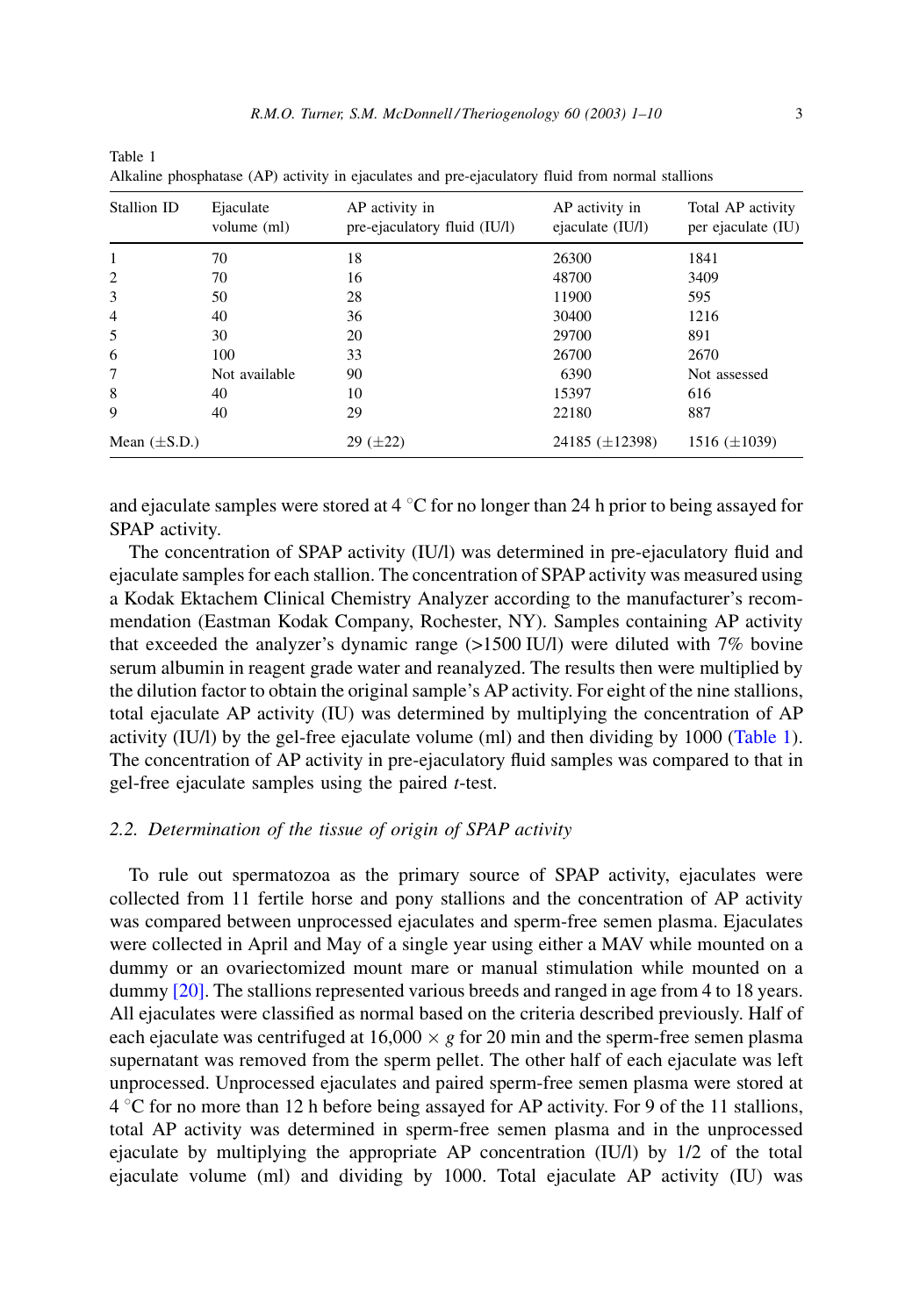Table 1
Alkaline phosphatase (AP) activity in ejaculates and pre-ejaculatory fluid from normal stallions

| Stallion ID | Ejaculate volume (ml) | AP activity in pre-ejaculatory fluid (IU/l) | AP activity in ejaculate (IU/l) | Total AP activity per ejaculate (IU) |
|---|---|---|---|---|
| 1 | 70 | 18 | 26300 | 1841 |
| 2 | 70 | 16 | 48700 | 3409 |
| 3 | 50 | 28 | 11900 | 595 |
| 4 | 40 | 36 | 30400 | 1216 |
| 5 | 30 | 20 | 29700 | 891 |
| 6 | 100 | 33 | 26700 | 2670 |
| 7 | Not available | 90 | 6390 | Not assessed |
| 8 | 40 | 10 | 15397 | 616 |
| 9 | 40 | 29 | 22180 | 887 |
| Mean (±S.D.) | | 29 (±22) | 24185 (±12398) | 1516 (±1039) |

and ejaculate samples were stored at 4 °C for no longer than 24 h prior to being assayed for SPAP activity.

The concentration of SPAP activity (IU/l) was determined in pre-ejaculatory fluid and ejaculate samples for each stallion. The concentration of SPAP activity was measured using a Kodak Ektachem Clinical Chemistry Analyzer according to the manufacturer's recommendation (Eastman Kodak Company, Rochester, NY). Samples containing AP activity that exceeded the analyzer's dynamic range (>1500 IU/l) were diluted with 7% bovine serum albumin in reagent grade water and reanalyzed. The results then were multiplied by the dilution factor to obtain the original sample's AP activity. For eight of the nine stallions, total ejaculate AP activity (IU) was determined by multiplying the concentration of AP activity (IU/l) by the gel-free ejaculate volume (ml) and then dividing by 1000 (Table 1). The concentration of AP activity in pre-ejaculatory fluid samples was compared to that in gel-free ejaculate samples using the paired *t*-test.

### 2.2. Determination of the tissue of origin of SPAP activity

To rule out spermatozoa as the primary source of SPAP activity, ejaculates were collected from 11 fertile horse and pony stallions and the concentration of AP activity was compared between unprocessed ejaculates and sperm-free semen plasma. Ejaculates were collected in April and May of a single year using either a MAV while mounted on a dummy or an ovariectomized mount mare or manual stimulation while mounted on a dummy [20]. The stallions represented various breeds and ranged in age from 4 to 18 years. All ejaculates were classified as normal based on the criteria described previously. Half of each ejaculate was centrifuged at $16{,}000 \times g$ for 20 min and the sperm-free semen plasma supernatant was removed from the sperm pellet. The other half of each ejaculate was left unprocessed. Unprocessed ejaculates and paired sperm-free semen plasma were stored at 4 °C for no more than 12 h before being assayed for AP activity. For 9 of the 11 stallions, total AP activity was determined in sperm-free semen plasma and in the unprocessed ejaculate by multiplying the appropriate AP concentration (IU/l) by 1/2 of the total ejaculate volume (ml) and dividing by 1000. Total ejaculate AP activity (IU) was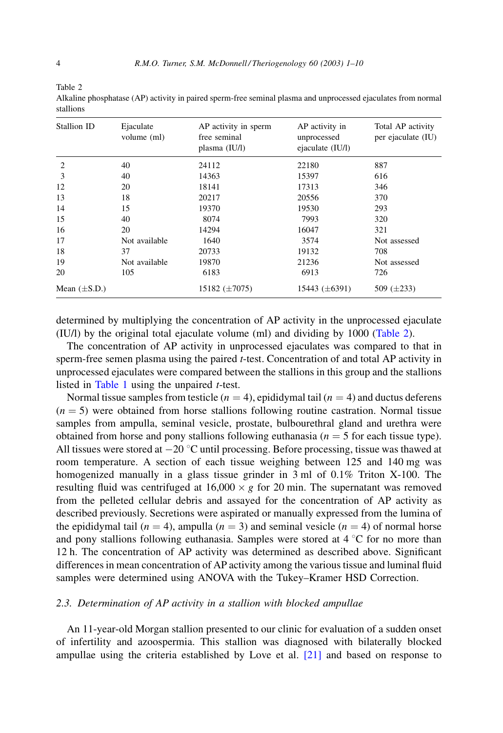Table 2
Alkaline phosphatase (AP) activity in paired sperm-free seminal plasma and unprocessed ejaculates from normal stallions

| Stallion ID | Ejaculate volume (ml) | AP activity in sperm free seminal plasma (IU/l) | AP activity in unprocessed ejaculate (IU/l) | Total AP activity per ejaculate (IU) |
|---|---|---|---|---|
| 2 | 40 | 24112 | 22180 | 887 |
| 3 | 40 | 14363 | 15397 | 616 |
| 12 | 20 | 18141 | 17313 | 346 |
| 13 | 18 | 20217 | 20556 | 370 |
| 14 | 15 | 19370 | 19530 | 293 |
| 15 | 40 | 8074 | 7993 | 320 |
| 16 | 20 | 14294 | 16047 | 321 |
| 17 | Not available | 1640 | 3574 | Not assessed |
| 18 | 37 | 20733 | 19132 | 708 |
| 19 | Not available | 19870 | 21236 | Not assessed |
| 20 | 105 | 6183 | 6913 | 726 |
| Mean (±S.D.) | | 15182 (±7075) | 15443 (±6391) | 509 (±233) |

determined by multiplying the concentration of AP activity in the unprocessed ejaculate (IU/l) by the original total ejaculate volume (ml) and dividing by 1000 (Table 2).

The concentration of AP activity in unprocessed ejaculates was compared to that in sperm-free semen plasma using the paired *t*-test. Concentration of and total AP activity in unprocessed ejaculates were compared between the stallions in this group and the stallions listed in Table 1 using the unpaired *t*-test.

Normal tissue samples from testicle ($n = 4$), epididymal tail ($n = 4$) and ductus deferens ($n = 5$) were obtained from horse stallions following routine castration. Normal tissue samples from ampulla, seminal vesicle, prostate, bulbourethral gland and urethra were obtained from horse and pony stallions following euthanasia ($n = 5$ for each tissue type). All tissues were stored at $-20\,^{\circ}$C until processing. Before processing, tissue was thawed at room temperature. A section of each tissue weighing between 125 and 140 mg was homogenized manually in a glass tissue grinder in 3 ml of 0.1% Triton X-100. The resulting fluid was centrifuged at $16{,}000 \times g$ for 20 min. The supernatant was removed from the pelleted cellular debris and assayed for the concentration of AP activity as described previously. Secretions were aspirated or manually expressed from the lumina of the epididymal tail ($n = 4$), ampulla ($n = 3$) and seminal vesicle ($n = 4$) of normal horse and pony stallions following euthanasia. Samples were stored at $4\,^{\circ}$C for no more than 12 h. The concentration of AP activity was determined as described above. Significant differences in mean concentration of AP activity among the various tissue and luminal fluid samples were determined using ANOVA with the Tukey–Kramer HSD Correction.

### *2.3. Determination of AP activity in a stallion with blocked ampullae*

An 11-year-old Morgan stallion presented to our clinic for evaluation of a sudden onset of infertility and azoospermia. This stallion was diagnosed with bilaterally blocked ampullae using the criteria established by Love et al. [21] and based on response to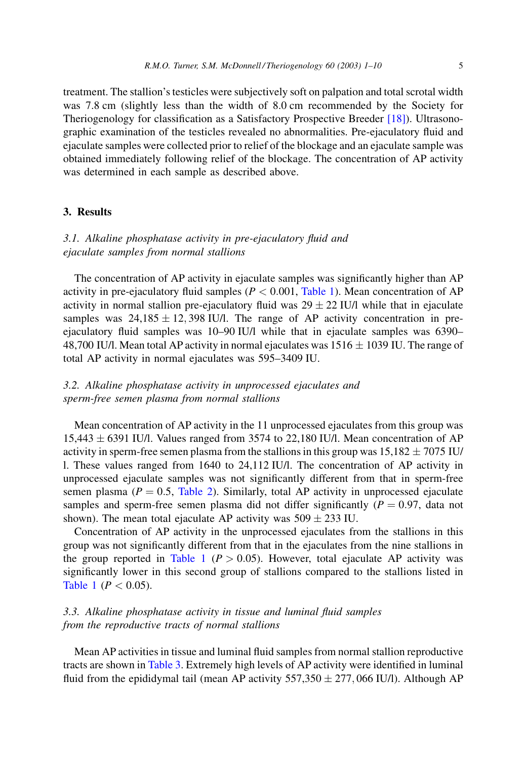treatment. The stallion's testicles were subjectively soft on palpation and total scrotal width was 7.8 cm (slightly less than the width of 8.0 cm recommended by the Society for Theriogenology for classification as a Satisfactory Prospective Breeder [18]). Ultrasonographic examination of the testicles revealed no abnormalities. Pre-ejaculatory fluid and ejaculate samples were collected prior to relief of the blockage and an ejaculate sample was obtained immediately following relief of the blockage. The concentration of AP activity was determined in each sample as described above.

## 3. Results

### *3.1. Alkaline phosphatase activity in pre-ejaculatory fluid and ejaculate samples from normal stallions*

The concentration of AP activity in ejaculate samples was significantly higher than AP activity in pre-ejaculatory fluid samples ($P < 0.001$, Table 1). Mean concentration of AP activity in normal stallion pre-ejaculatory fluid was $29 \pm 22$ IU/l while that in ejaculate samples was $24{,}185 \pm 12{,}398$ IU/l. The range of AP activity concentration in pre-ejaculatory fluid samples was 10–90 IU/l while that in ejaculate samples was 6390–48,700 IU/l. Mean total AP activity in normal ejaculates was $1516 \pm 1039$ IU. The range of total AP activity in normal ejaculates was 595–3409 IU.

### *3.2. Alkaline phosphatase activity in unprocessed ejaculates and sperm-free semen plasma from normal stallions*

Mean concentration of AP activity in the 11 unprocessed ejaculates from this group was $15{,}443 \pm 6391$ IU/l. Values ranged from 3574 to 22,180 IU/l. Mean concentration of AP activity in sperm-free semen plasma from the stallions in this group was $15{,}182 \pm 7075$ IU/l. These values ranged from 1640 to 24,112 IU/l. The concentration of AP activity in unprocessed ejaculate samples was not significantly different from that in sperm-free semen plasma ($P = 0.5$, Table 2). Similarly, total AP activity in unprocessed ejaculate samples and sperm-free semen plasma did not differ significantly ($P = 0.97$, data not shown). The mean total ejaculate AP activity was $509 \pm 233$ IU.

Concentration of AP activity in the unprocessed ejaculates from the stallions in this group was not significantly different from that in the ejaculates from the nine stallions in the group reported in Table 1 ($P > 0.05$). However, total ejaculate AP activity was significantly lower in this second group of stallions compared to the stallions listed in Table 1 ($P < 0.05$).

### *3.3. Alkaline phosphatase activity in tissue and luminal fluid samples from the reproductive tracts of normal stallions*

Mean AP activities in tissue and luminal fluid samples from normal stallion reproductive tracts are shown in Table 3. Extremely high levels of AP activity were identified in luminal fluid from the epididymal tail (mean AP activity $557{,}350 \pm 277{,}066$ IU/l). Although AP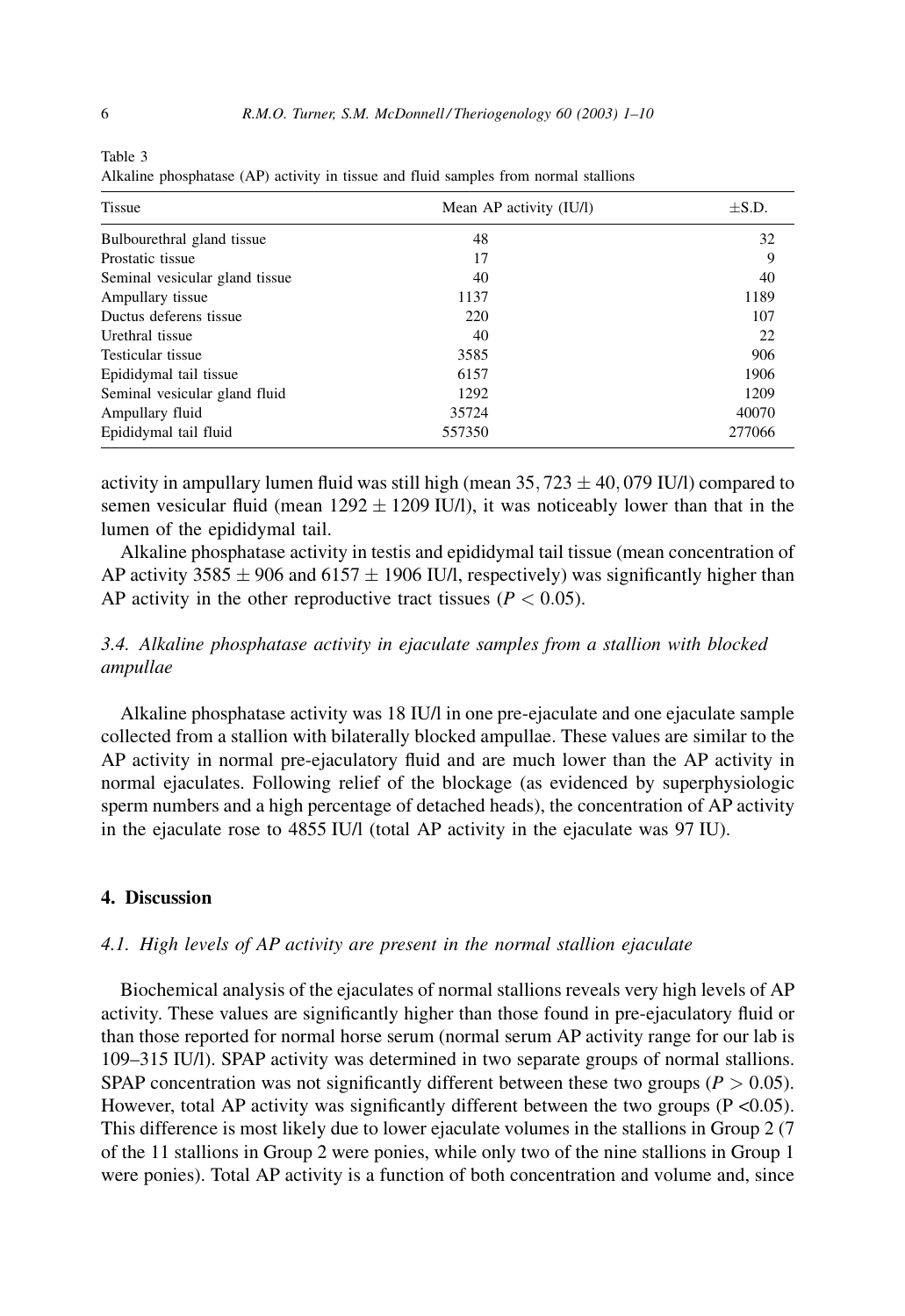Table 3
Alkaline phosphatase (AP) activity in tissue and fluid samples from normal stallions

| Tissue | Mean AP activity (IU/l) | ±S.D. |
|---|---|---|
| Bulbourethral gland tissue | 48 | 32 |
| Prostatic tissue | 17 | 9 |
| Seminal vesicular gland tissue | 40 | 40 |
| Ampullary tissue | 1137 | 1189 |
| Ductus deferens tissue | 220 | 107 |
| Urethral tissue | 40 | 22 |
| Testicular tissue | 3585 | 906 |
| Epididymal tail tissue | 6157 | 1906 |
| Seminal vesicular gland fluid | 1292 | 1209 |
| Ampullary fluid | 35724 | 40070 |
| Epididymal tail fluid | 557350 | 277066 |

activity in ampullary lumen fluid was still high (mean $35,723 \pm 40,079$ IU/l) compared to semen vesicular fluid (mean $1292 \pm 1209$ IU/l), it was noticeably lower than that in the lumen of the epididymal tail.

Alkaline phosphatase activity in testis and epididymal tail tissue (mean concentration of AP activity $3585 \pm 906$ and $6157 \pm 1906$ IU/l, respectively) was significantly higher than AP activity in the other reproductive tract tissues ($P < 0.05$).

### 3.4. Alkaline phosphatase activity in ejaculate samples from a stallion with blocked ampullae

Alkaline phosphatase activity was 18 IU/l in one pre-ejaculate and one ejaculate sample collected from a stallion with bilaterally blocked ampullae. These values are similar to the AP activity in normal pre-ejaculatory fluid and are much lower than the AP activity in normal ejaculates. Following relief of the blockage (as evidenced by superphysiologic sperm numbers and a high percentage of detached heads), the concentration of AP activity in the ejaculate rose to 4855 IU/l (total AP activity in the ejaculate was 97 IU).

## 4. Discussion

### 4.1. High levels of AP activity are present in the normal stallion ejaculate

Biochemical analysis of the ejaculates of normal stallions reveals very high levels of AP activity. These values are significantly higher than those found in pre-ejaculatory fluid or than those reported for normal horse serum (normal serum AP activity range for our lab is 109–315 IU/l). SPAP activity was determined in two separate groups of normal stallions. SPAP concentration was not significantly different between these two groups ($P > 0.05$). However, total AP activity was significantly different between the two groups ($P < 0.05$). This difference is most likely due to lower ejaculate volumes in the stallions in Group 2 (7 of the 11 stallions in Group 2 were ponies, while only two of the nine stallions in Group 1 were ponies). Total AP activity is a function of both concentration and volume and, since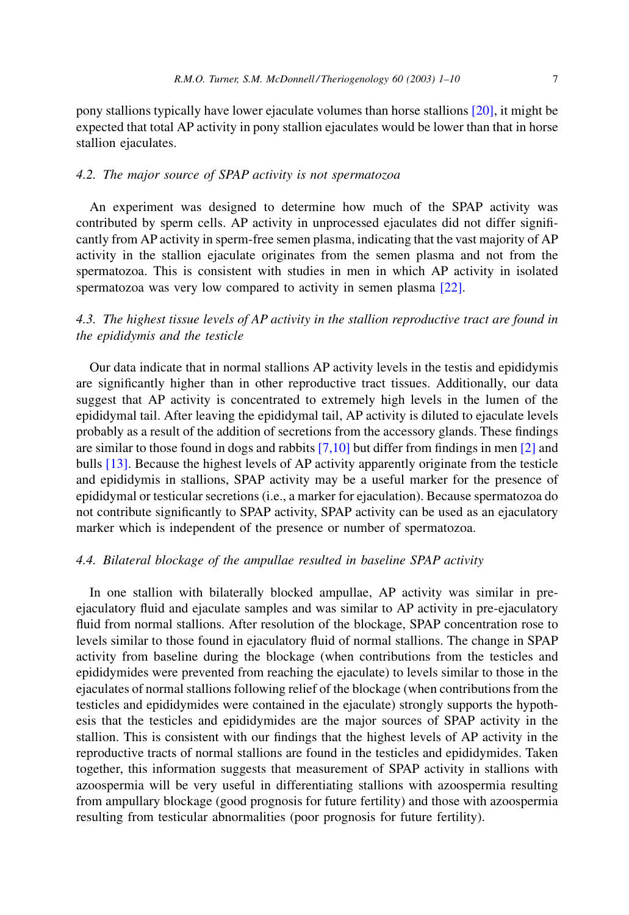pony stallions typically have lower ejaculate volumes than horse stallions [20], it might be expected that total AP activity in pony stallion ejaculates would be lower than that in horse stallion ejaculates.

### *4.2. The major source of SPAP activity is not spermatozoa*

An experiment was designed to determine how much of the SPAP activity was contributed by sperm cells. AP activity in unprocessed ejaculates did not differ significantly from AP activity in sperm-free semen plasma, indicating that the vast majority of AP activity in the stallion ejaculate originates from the semen plasma and not from the spermatozoa. This is consistent with studies in men in which AP activity in isolated spermatozoa was very low compared to activity in semen plasma [22].

### *4.3. The highest tissue levels of AP activity in the stallion reproductive tract are found in the epididymis and the testicle*

Our data indicate that in normal stallions AP activity levels in the testis and epididymis are significantly higher than in other reproductive tract tissues. Additionally, our data suggest that AP activity is concentrated to extremely high levels in the lumen of the epididymal tail. After leaving the epididymal tail, AP activity is diluted to ejaculate levels probably as a result of the addition of secretions from the accessory glands. These findings are similar to those found in dogs and rabbits [7,10] but differ from findings in men [2] and bulls [13]. Because the highest levels of AP activity apparently originate from the testicle and epididymis in stallions, SPAP activity may be a useful marker for the presence of epididymal or testicular secretions (i.e., a marker for ejaculation). Because spermatozoa do not contribute significantly to SPAP activity, SPAP activity can be used as an ejaculatory marker which is independent of the presence or number of spermatozoa.

### *4.4. Bilateral blockage of the ampullae resulted in baseline SPAP activity*

In one stallion with bilaterally blocked ampullae, AP activity was similar in pre-ejaculatory fluid and ejaculate samples and was similar to AP activity in pre-ejaculatory fluid from normal stallions. After resolution of the blockage, SPAP concentration rose to levels similar to those found in ejaculatory fluid of normal stallions. The change in SPAP activity from baseline during the blockage (when contributions from the testicles and epididymides were prevented from reaching the ejaculate) to levels similar to those in the ejaculates of normal stallions following relief of the blockage (when contributions from the testicles and epididymides were contained in the ejaculate) strongly supports the hypothesis that the testicles and epididymides are the major sources of SPAP activity in the stallion. This is consistent with our findings that the highest levels of AP activity in the reproductive tracts of normal stallions are found in the testicles and epididymides. Taken together, this information suggests that measurement of SPAP activity in stallions with azoospermia will be very useful in differentiating stallions with azoospermia resulting from ampullary blockage (good prognosis for future fertility) and those with azoospermia resulting from testicular abnormalities (poor prognosis for future fertility).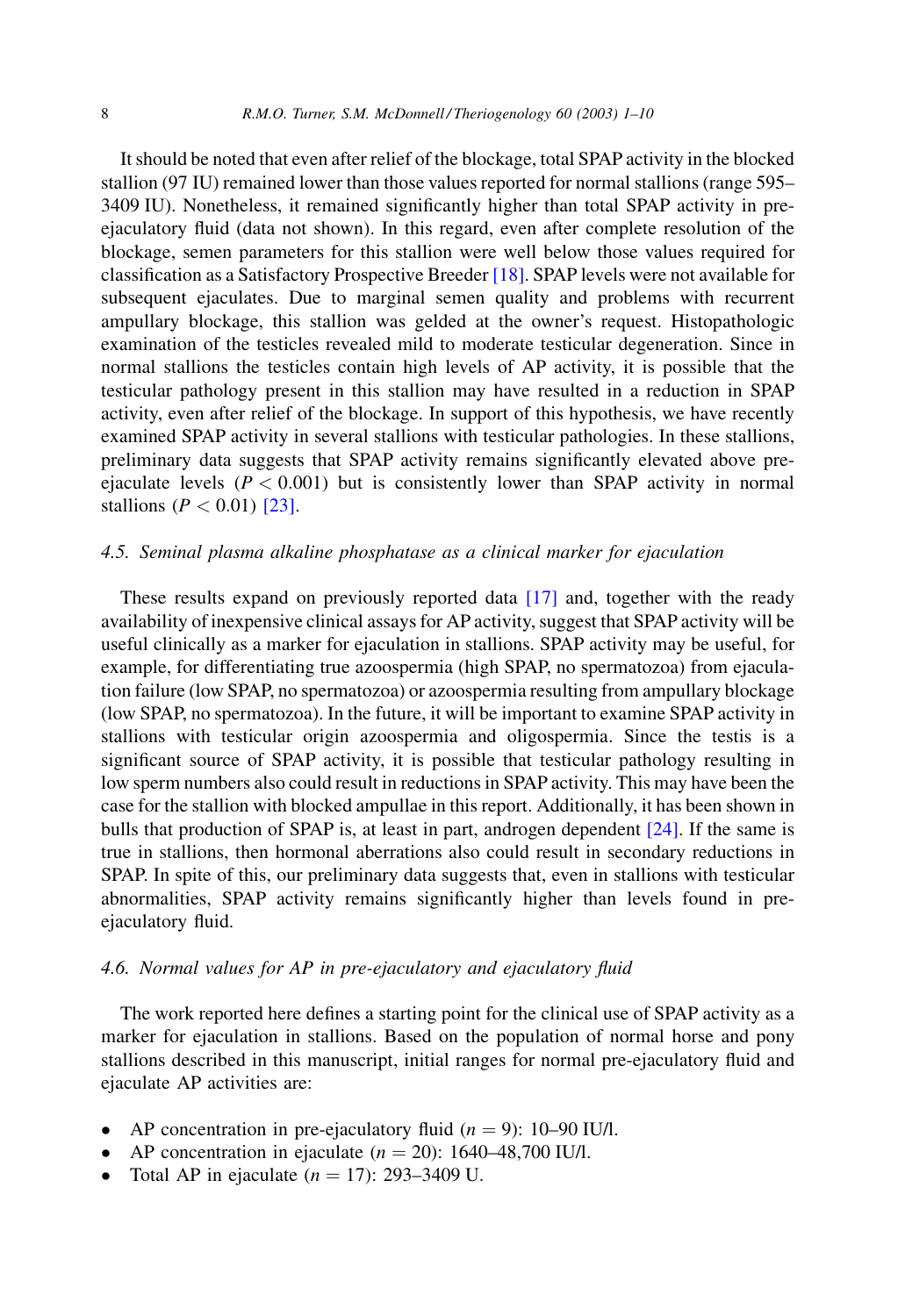It should be noted that even after relief of the blockage, total SPAP activity in the blocked stallion (97 IU) remained lower than those values reported for normal stallions (range 595–3409 IU). Nonetheless, it remained significantly higher than total SPAP activity in pre-ejaculatory fluid (data not shown). In this regard, even after complete resolution of the blockage, semen parameters for this stallion were well below those values required for classification as a Satisfactory Prospective Breeder [18]. SPAP levels were not available for subsequent ejaculates. Due to marginal semen quality and problems with recurrent ampullary blockage, this stallion was gelded at the owner's request. Histopathologic examination of the testicles revealed mild to moderate testicular degeneration. Since in normal stallions the testicles contain high levels of AP activity, it is possible that the testicular pathology present in this stallion may have resulted in a reduction in SPAP activity, even after relief of the blockage. In support of this hypothesis, we have recently examined SPAP activity in several stallions with testicular pathologies. In these stallions, preliminary data suggests that SPAP activity remains significantly elevated above pre-ejaculate levels ($P < 0.001$) but is consistently lower than SPAP activity in normal stallions ($P < 0.01$) [23].

### *4.5. Seminal plasma alkaline phosphatase as a clinical marker for ejaculation*

These results expand on previously reported data [17] and, together with the ready availability of inexpensive clinical assays for AP activity, suggest that SPAP activity will be useful clinically as a marker for ejaculation in stallions. SPAP activity may be useful, for example, for differentiating true azoospermia (high SPAP, no spermatozoa) from ejaculation failure (low SPAP, no spermatozoa) or azoospermia resulting from ampullary blockage (low SPAP, no spermatozoa). In the future, it will be important to examine SPAP activity in stallions with testicular origin azoospermia and oligospermia. Since the testis is a significant source of SPAP activity, it is possible that testicular pathology resulting in low sperm numbers also could result in reductions in SPAP activity. This may have been the case for the stallion with blocked ampullae in this report. Additionally, it has been shown in bulls that production of SPAP is, at least in part, androgen dependent [24]. If the same is true in stallions, then hormonal aberrations also could result in secondary reductions in SPAP. In spite of this, our preliminary data suggests that, even in stallions with testicular abnormalities, SPAP activity remains significantly higher than levels found in pre-ejaculatory fluid.

### *4.6. Normal values for AP in pre-ejaculatory and ejaculatory fluid*

The work reported here defines a starting point for the clinical use of SPAP activity as a marker for ejaculation in stallions. Based on the population of normal horse and pony stallions described in this manuscript, initial ranges for normal pre-ejaculatory fluid and ejaculate AP activities are:

- AP concentration in pre-ejaculatory fluid ($n = 9$): 10–90 IU/l.
- AP concentration in ejaculate ($n = 20$): 1640–48,700 IU/l.
- Total AP in ejaculate ($n = 17$): 293–3409 U.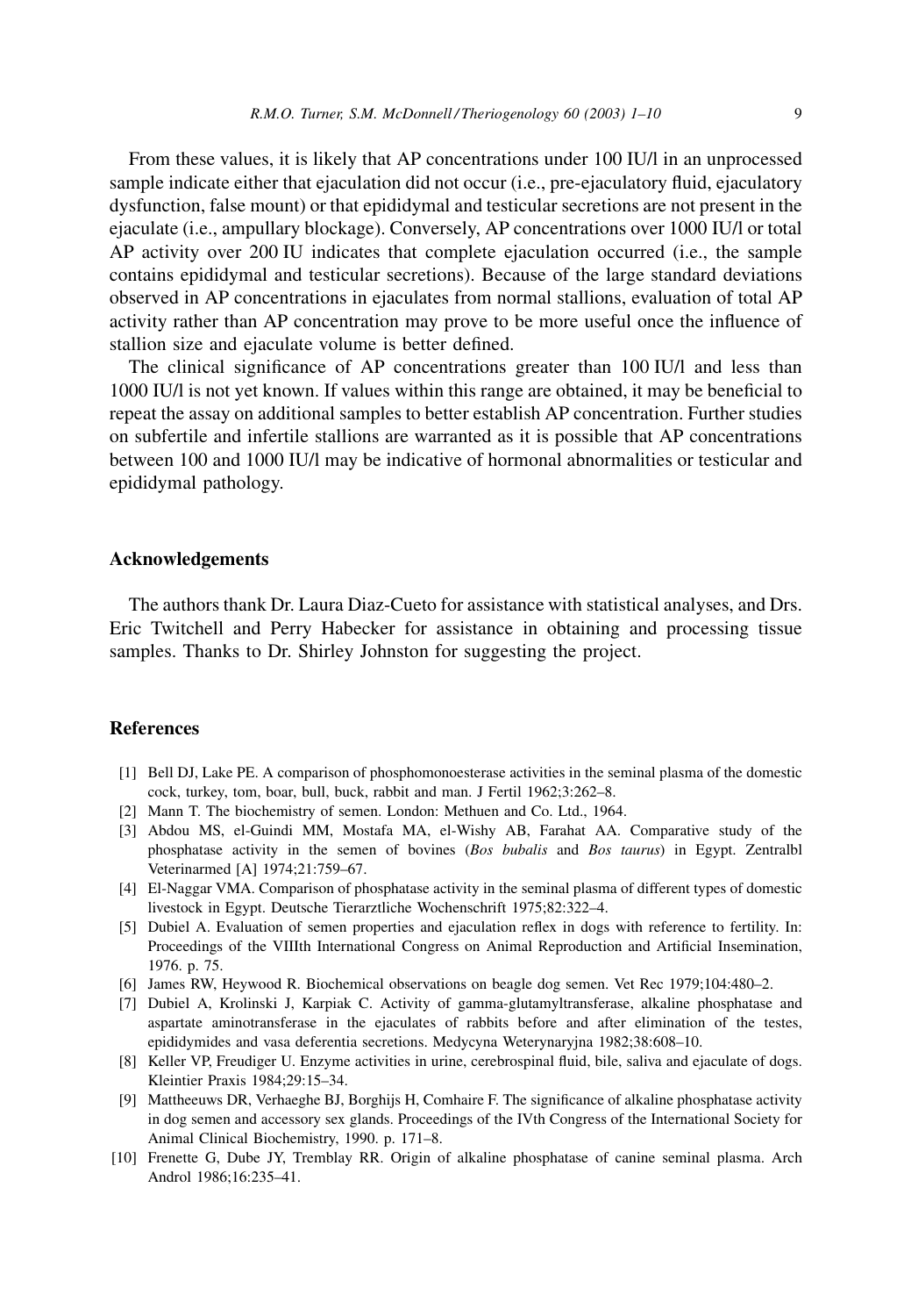From these values, it is likely that AP concentrations under 100 IU/l in an unprocessed sample indicate either that ejaculation did not occur (i.e., pre-ejaculatory fluid, ejaculatory dysfunction, false mount) or that epididymal and testicular secretions are not present in the ejaculate (i.e., ampullary blockage). Conversely, AP concentrations over 1000 IU/l or total AP activity over 200 IU indicates that complete ejaculation occurred (i.e., the sample contains epididymal and testicular secretions). Because of the large standard deviations observed in AP concentrations in ejaculates from normal stallions, evaluation of total AP activity rather than AP concentration may prove to be more useful once the influence of stallion size and ejaculate volume is better defined.

The clinical significance of AP concentrations greater than 100 IU/l and less than 1000 IU/l is not yet known. If values within this range are obtained, it may be beneficial to repeat the assay on additional samples to better establish AP concentration. Further studies on subfertile and infertile stallions are warranted as it is possible that AP concentrations between 100 and 1000 IU/l may be indicative of hormonal abnormalities or testicular and epididymal pathology.

## Acknowledgements

The authors thank Dr. Laura Diaz-Cueto for assistance with statistical analyses, and Drs. Eric Twitchell and Perry Habecker for assistance in obtaining and processing tissue samples. Thanks to Dr. Shirley Johnston for suggesting the project.

## References

[1] Bell DJ, Lake PE. A comparison of phosphomonoesterase activities in the seminal plasma of the domestic cock, turkey, tom, boar, bull, buck, rabbit and man. J Fertil 1962;3:262–8.

[2] Mann T. The biochemistry of semen. London: Methuen and Co. Ltd., 1964.

[3] Abdou MS, el-Guindi MM, Mostafa MA, el-Wishy AB, Farahat AA. Comparative study of the phosphatase activity in the semen of bovines (*Bos bubalis* and *Bos taurus*) in Egypt. Zentralbl Veterinarmed [A] 1974;21:759–67.

[4] El-Naggar VMA. Comparison of phosphatase activity in the seminal plasma of different types of domestic livestock in Egypt. Deutsche Tierarztliche Wochenschrift 1975;82:322–4.

[5] Dubiel A. Evaluation of semen properties and ejaculation reflex in dogs with reference to fertility. In: Proceedings of the VIIIth International Congress on Animal Reproduction and Artificial Insemination, 1976. p. 75.

[6] James RW, Heywood R. Biochemical observations on beagle dog semen. Vet Rec 1979;104:480–2.

[7] Dubiel A, Krolinski J, Karpiak C. Activity of gamma-glutamyltransferase, alkaline phosphatase and aspartate aminotransferase in the ejaculates of rabbits before and after elimination of the testes, epididymides and vasa deferentia secretions. Medycyna Weterynaryjna 1982;38:608–10.

[8] Keller VP, Freudiger U. Enzyme activities in urine, cerebrospinal fluid, bile, saliva and ejaculate of dogs. Kleintier Praxis 1984;29:15–34.

[9] Mattheeuws DR, Verhaeghe BJ, Borghijs H, Comhaire F. The significance of alkaline phosphatase activity in dog semen and accessory sex glands. Proceedings of the IVth Congress of the International Society for Animal Clinical Biochemistry, 1990. p. 171–8.

[10] Frenette G, Dube JY, Tremblay RR. Origin of alkaline phosphatase of canine seminal plasma. Arch Androl 1986;16:235–41.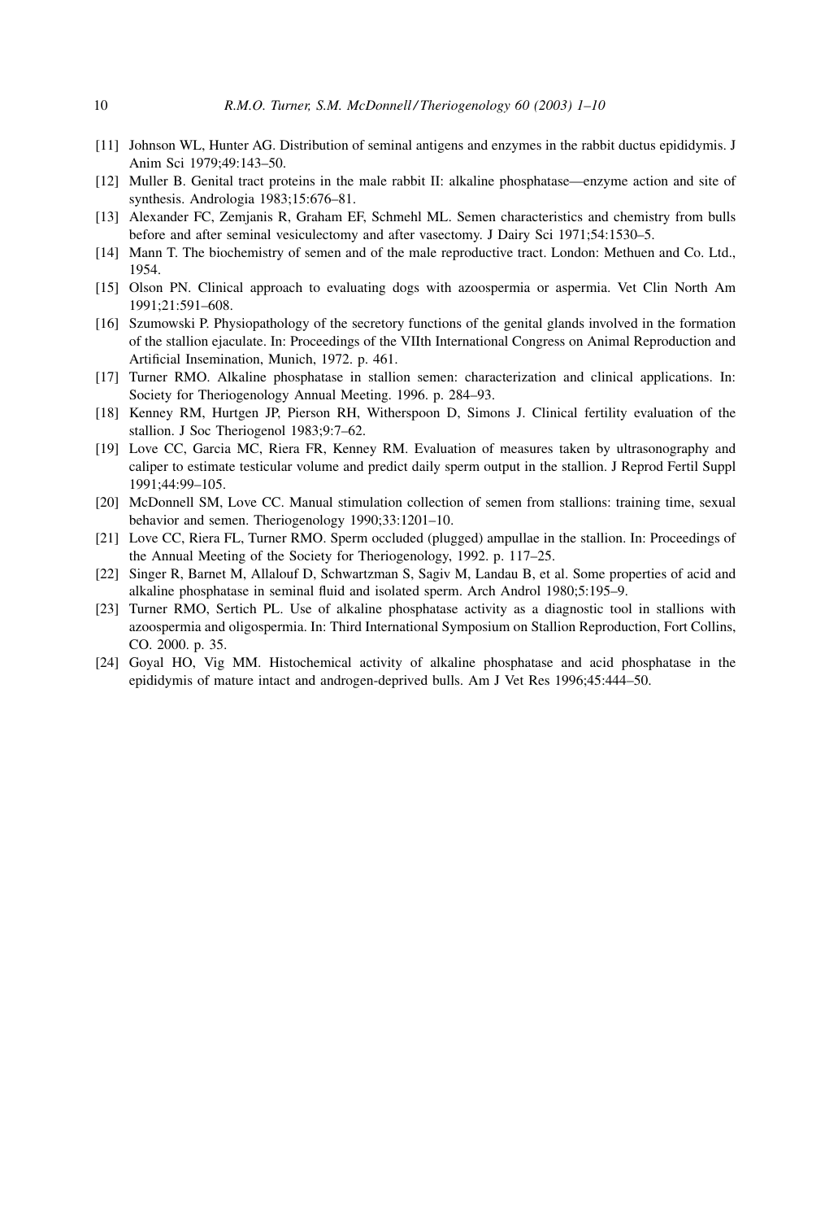[11] Johnson WL, Hunter AG. Distribution of seminal antigens and enzymes in the rabbit ductus epididymis. J Anim Sci 1979;49:143–50.

[12] Muller B. Genital tract proteins in the male rabbit II: alkaline phosphatase—enzyme action and site of synthesis. Andrologia 1983;15:676–81.

[13] Alexander FC, Zemjanis R, Graham EF, Schmehl ML. Semen characteristics and chemistry from bulls before and after seminal vesiculectomy and after vasectomy. J Dairy Sci 1971;54:1530–5.

[14] Mann T. The biochemistry of semen and of the male reproductive tract. London: Methuen and Co. Ltd., 1954.

[15] Olson PN. Clinical approach to evaluating dogs with azoospermia or aspermia. Vet Clin North Am 1991;21:591–608.

[16] Szumowski P. Physiopathology of the secretory functions of the genital glands involved in the formation of the stallion ejaculate. In: Proceedings of the VIIth International Congress on Animal Reproduction and Artificial Insemination, Munich, 1972. p. 461.

[17] Turner RMO. Alkaline phosphatase in stallion semen: characterization and clinical applications. In: Society for Theriogenology Annual Meeting. 1996. p. 284–93.

[18] Kenney RM, Hurtgen JP, Pierson RH, Witherspoon D, Simons J. Clinical fertility evaluation of the stallion. J Soc Theriogenol 1983;9:7–62.

[19] Love CC, Garcia MC, Riera FR, Kenney RM. Evaluation of measures taken by ultrasonography and caliper to estimate testicular volume and predict daily sperm output in the stallion. J Reprod Fertil Suppl 1991;44:99–105.

[20] McDonnell SM, Love CC. Manual stimulation collection of semen from stallions: training time, sexual behavior and semen. Theriogenology 1990;33:1201–10.

[21] Love CC, Riera FL, Turner RMO. Sperm occluded (plugged) ampullae in the stallion. In: Proceedings of the Annual Meeting of the Society for Theriogenology, 1992. p. 117–25.

[22] Singer R, Barnet M, Allalouf D, Schwartzman S, Sagiv M, Landau B, et al. Some properties of acid and alkaline phosphatase in seminal fluid and isolated sperm. Arch Androl 1980;5:195–9.

[23] Turner RMO, Sertich PL. Use of alkaline phosphatase activity as a diagnostic tool in stallions with azoospermia and oligospermia. In: Third International Symposium on Stallion Reproduction, Fort Collins, CO. 2000. p. 35.

[24] Goyal HO, Vig MM. Histochemical activity of alkaline phosphatase and acid phosphatase in the epididymis of mature intact and androgen-deprived bulls. Am J Vet Res 1996;45:444–50.